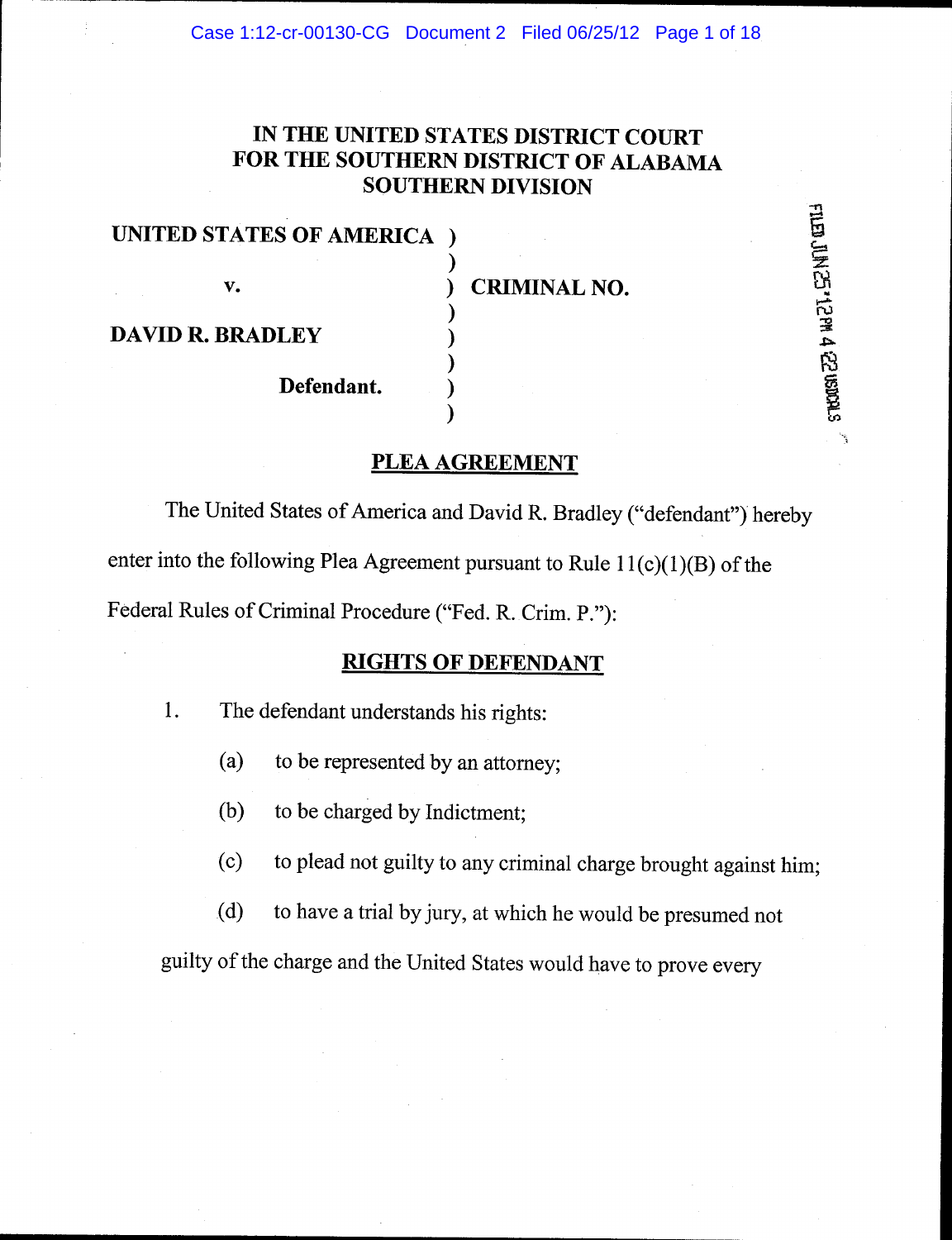# IN THE UNITED STATES DISTRICT COURT FOR THE SOUTHERN DISTRICT OF ALABAMA SOUTHERN DIVISION

| | | |
|---|---|---|
| **UNITED STATES OF AMERICA** | ) | |
| | ) | |
| **v.** | ) | **CRIMINAL NO.** |
| | ) | |
| **DAVID R. BRADLEY** | ) | |
| | ) | |
| **Defendant.** | ) | |
| | ) | |

FILED JUN 25 '12 PM 4 22 USDCALS

## PLEA AGREEMENT

The United States of America and David R. Bradley ("defendant") hereby enter into the following Plea Agreement pursuant to Rule 11(c)(1)(B) of the Federal Rules of Criminal Procedure ("Fed. R. Crim. P."):

## RIGHTS OF DEFENDANT

1. The defendant understands his rights:

(a) to be represented by an attorney;

(b) to be charged by Indictment;

(c) to plead not guilty to any criminal charge brought against him;

(d) to have a trial by jury, at which he would be presumed not guilty of the charge and the United States would have to prove every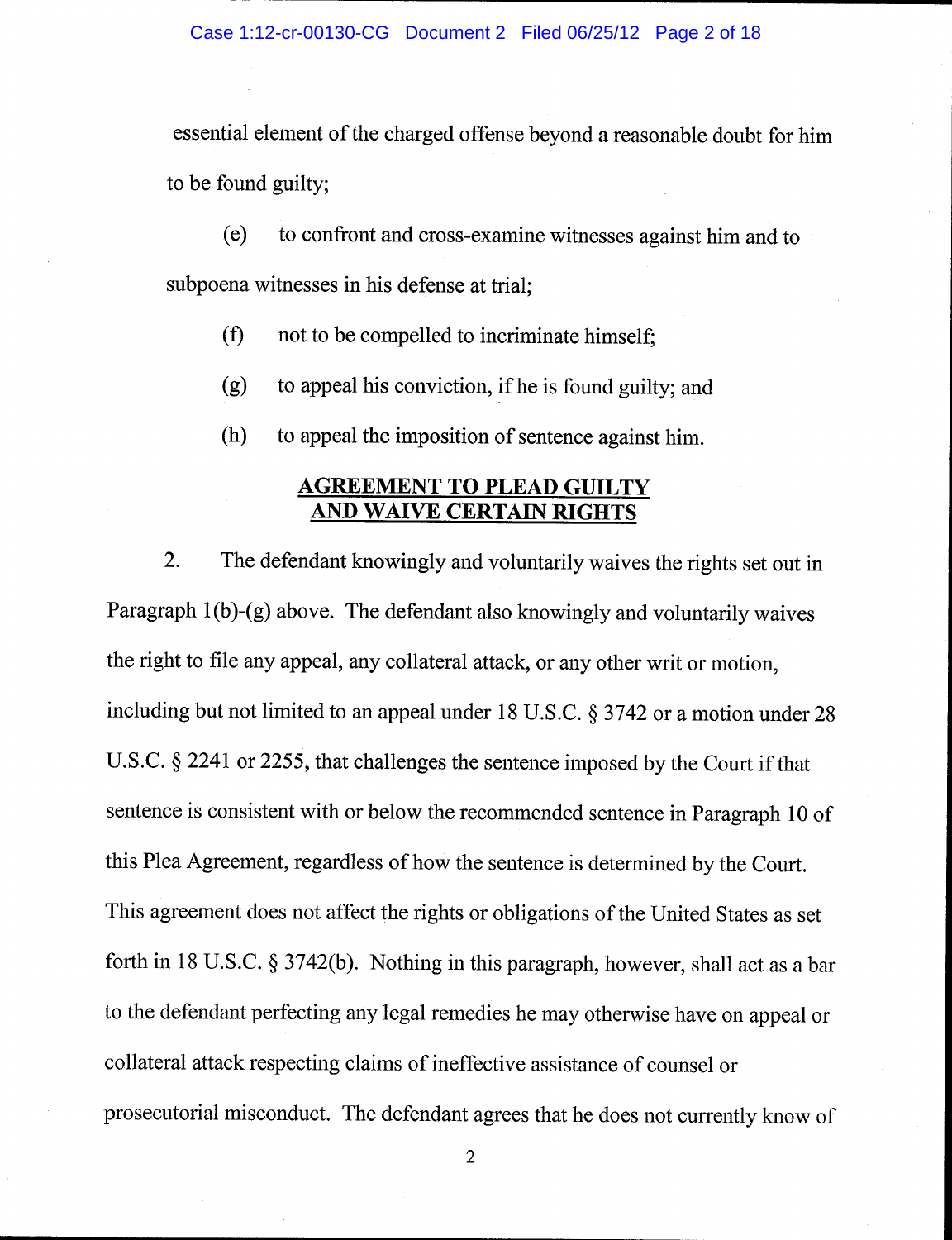essential element of the charged offense beyond a reasonable doubt for him to be found guilty;

(e) to confront and cross-examine witnesses against him and to subpoena witnesses in his defense at trial;

(f) not to be compelled to incriminate himself;

(g) to appeal his conviction, if he is found guilty; and

(h) to appeal the imposition of sentence against him.

## AGREEMENT TO PLEAD GUILTY AND WAIVE CERTAIN RIGHTS

2. The defendant knowingly and voluntarily waives the rights set out in Paragraph 1(b)-(g) above. The defendant also knowingly and voluntarily waives the right to file any appeal, any collateral attack, or any other writ or motion, including but not limited to an appeal under 18 U.S.C. § 3742 or a motion under 28 U.S.C. § 2241 or 2255, that challenges the sentence imposed by the Court if that sentence is consistent with or below the recommended sentence in Paragraph 10 of this Plea Agreement, regardless of how the sentence is determined by the Court. This agreement does not affect the rights or obligations of the United States as set forth in 18 U.S.C. § 3742(b). Nothing in this paragraph, however, shall act as a bar to the defendant perfecting any legal remedies he may otherwise have on appeal or collateral attack respecting claims of ineffective assistance of counsel or prosecutorial misconduct. The defendant agrees that he does not currently know of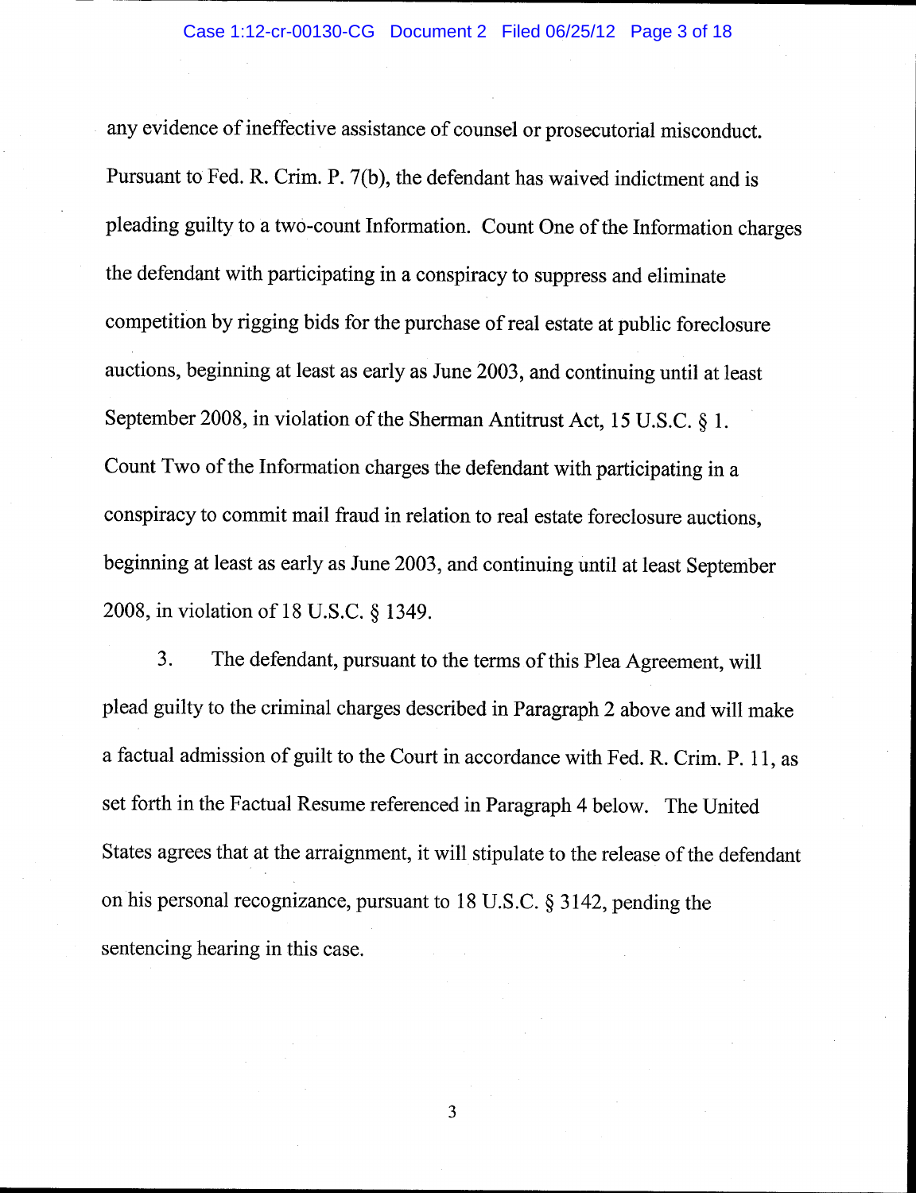any evidence of ineffective assistance of counsel or prosecutorial misconduct. Pursuant to Fed. R. Crim. P. 7(b), the defendant has waived indictment and is pleading guilty to a two-count Information. Count One of the Information charges the defendant with participating in a conspiracy to suppress and eliminate competition by rigging bids for the purchase of real estate at public foreclosure auctions, beginning at least as early as June 2003, and continuing until at least September 2008, in violation of the Sherman Antitrust Act, 15 U.S.C. § 1. Count Two of the Information charges the defendant with participating in a conspiracy to commit mail fraud in relation to real estate foreclosure auctions, beginning at least as early as June 2003, and continuing until at least September 2008, in violation of 18 U.S.C. § 1349.

3. The defendant, pursuant to the terms of this Plea Agreement, will plead guilty to the criminal charges described in Paragraph 2 above and will make a factual admission of guilt to the Court in accordance with Fed. R. Crim. P. 11, as set forth in the Factual Resume referenced in Paragraph 4 below. The United States agrees that at the arraignment, it will stipulate to the release of the defendant on his personal recognizance, pursuant to 18 U.S.C. § 3142, pending the sentencing hearing in this case.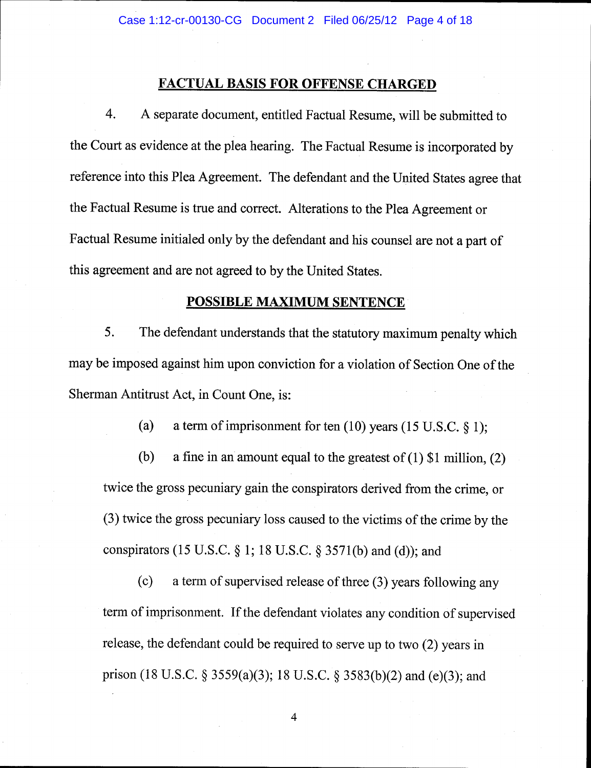## FACTUAL BASIS FOR OFFENSE CHARGED

4. A separate document, entitled Factual Resume, will be submitted to the Court as evidence at the plea hearing. The Factual Resume is incorporated by reference into this Plea Agreement. The defendant and the United States agree that the Factual Resume is true and correct. Alterations to the Plea Agreement or Factual Resume initialed only by the defendant and his counsel are not a part of this agreement and are not agreed to by the United States.

## POSSIBLE MAXIMUM SENTENCE

5. The defendant understands that the statutory maximum penalty which may be imposed against him upon conviction for a violation of Section One of the Sherman Antitrust Act, in Count One, is:

(a) a term of imprisonment for ten (10) years (15 U.S.C. § 1);

(b) a fine in an amount equal to the greatest of (1) $1 million, (2) twice the gross pecuniary gain the conspirators derived from the crime, or (3) twice the gross pecuniary loss caused to the victims of the crime by the conspirators (15 U.S.C. § 1; 18 U.S.C. § 3571(b) and (d)); and

(c) a term of supervised release of three (3) years following any term of imprisonment. If the defendant violates any condition of supervised release, the defendant could be required to serve up to two (2) years in prison (18 U.S.C. § 3559(a)(3); 18 U.S.C. § 3583(b)(2) and (e)(3); and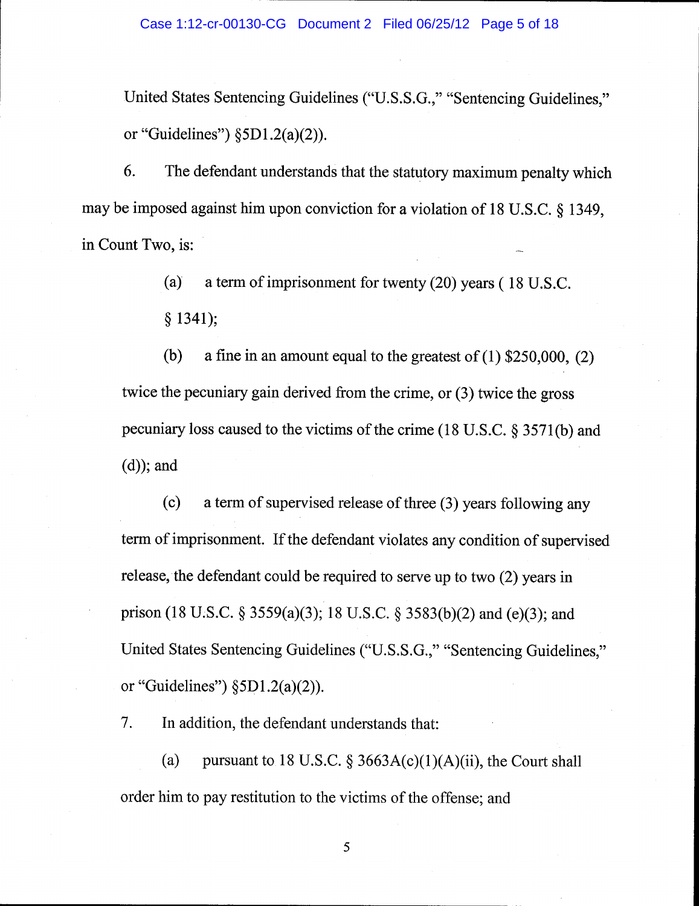United States Sentencing Guidelines ("U.S.S.G.," "Sentencing Guidelines," or "Guidelines") §5D1.2(a)(2)).

6. The defendant understands that the statutory maximum penalty which may be imposed against him upon conviction for a violation of 18 U.S.C. § 1349, in Count Two, is:

(a) a term of imprisonment for twenty (20) years ( 18 U.S.C. § 1341);

(b) a fine in an amount equal to the greatest of (1) $250,000, (2) twice the pecuniary gain derived from the crime, or (3) twice the gross pecuniary loss caused to the victims of the crime (18 U.S.C. § 3571(b) and (d)); and

(c) a term of supervised release of three (3) years following any term of imprisonment. If the defendant violates any condition of supervised release, the defendant could be required to serve up to two (2) years in prison (18 U.S.C. § 3559(a)(3); 18 U.S.C. § 3583(b)(2) and (e)(3); and United States Sentencing Guidelines ("U.S.S.G.," "Sentencing Guidelines," or "Guidelines") §5D1.2(a)(2)).

7. In addition, the defendant understands that:

(a) pursuant to 18 U.S.C. § 3663A(c)(1)(A)(ii), the Court shall order him to pay restitution to the victims of the offense; and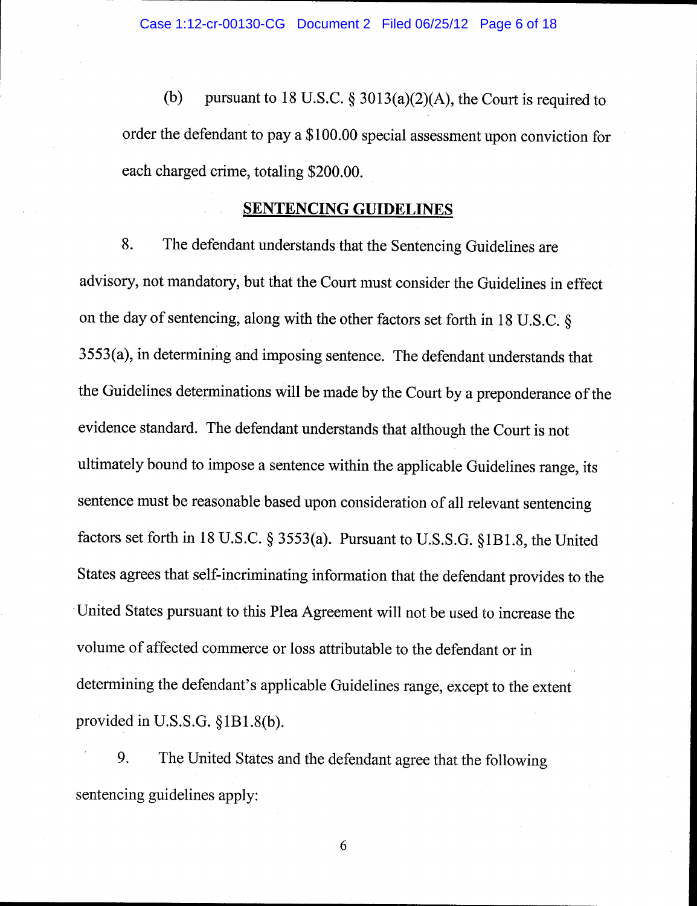(b) pursuant to 18 U.S.C. § 3013(a)(2)(A), the Court is required to order the defendant to pay a $100.00 special assessment upon conviction for each charged crime, totaling $200.00.

## SENTENCING GUIDELINES

8. The defendant understands that the Sentencing Guidelines are advisory, not mandatory, but that the Court must consider the Guidelines in effect on the day of sentencing, along with the other factors set forth in 18 U.S.C. § 3553(a), in determining and imposing sentence. The defendant understands that the Guidelines determinations will be made by the Court by a preponderance of the evidence standard. The defendant understands that although the Court is not ultimately bound to impose a sentence within the applicable Guidelines range, its sentence must be reasonable based upon consideration of all relevant sentencing factors set forth in 18 U.S.C. § 3553(a). Pursuant to U.S.S.G. §1B1.8, the United States agrees that self-incriminating information that the defendant provides to the United States pursuant to this Plea Agreement will not be used to increase the volume of affected commerce or loss attributable to the defendant or in determining the defendant's applicable Guidelines range, except to the extent provided in U.S.S.G. §1B1.8(b).

9. The United States and the defendant agree that the following sentencing guidelines apply: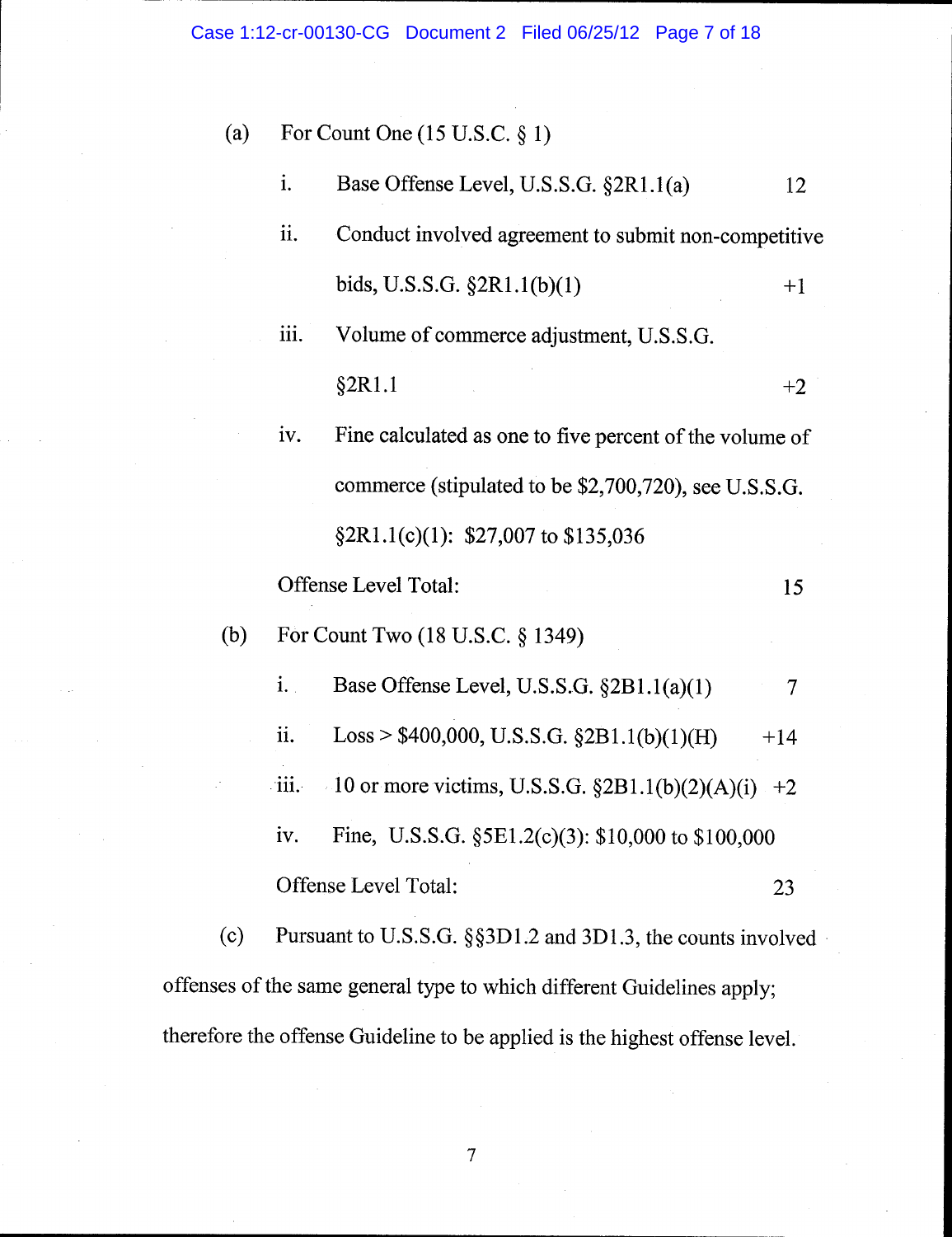(a) For Count One (15 U.S.C. § 1)

i. Base Offense Level, U.S.S.G. §2R1.1(a) 12

ii. Conduct involved agreement to submit non-competitive bids, U.S.S.G. §2R1.1(b)(1) +1

iii. Volume of commerce adjustment, U.S.S.G. §2R1.1 +2

iv. Fine calculated as one to five percent of the volume of commerce (stipulated to be $2,700,720), see U.S.S.G. §2R1.1(c)(1): $27,007 to $135,036

Offense Level Total: 15

(b) For Count Two (18 U.S.C. § 1349)

i. Base Offense Level, U.S.S.G. §2B1.1(a)(1) 7

ii. Loss > $400,000, U.S.S.G. §2B1.1(b)(1)(H) +14

iii. 10 or more victims, U.S.S.G. §2B1.1(b)(2)(A)(i) +2

iv. Fine, U.S.S.G. §5E1.2(c)(3): $10,000 to $100,000

Offense Level Total: 23

(c) Pursuant to U.S.S.G. §§3D1.2 and 3D1.3, the counts involved offenses of the same general type to which different Guidelines apply; therefore the offense Guideline to be applied is the highest offense level.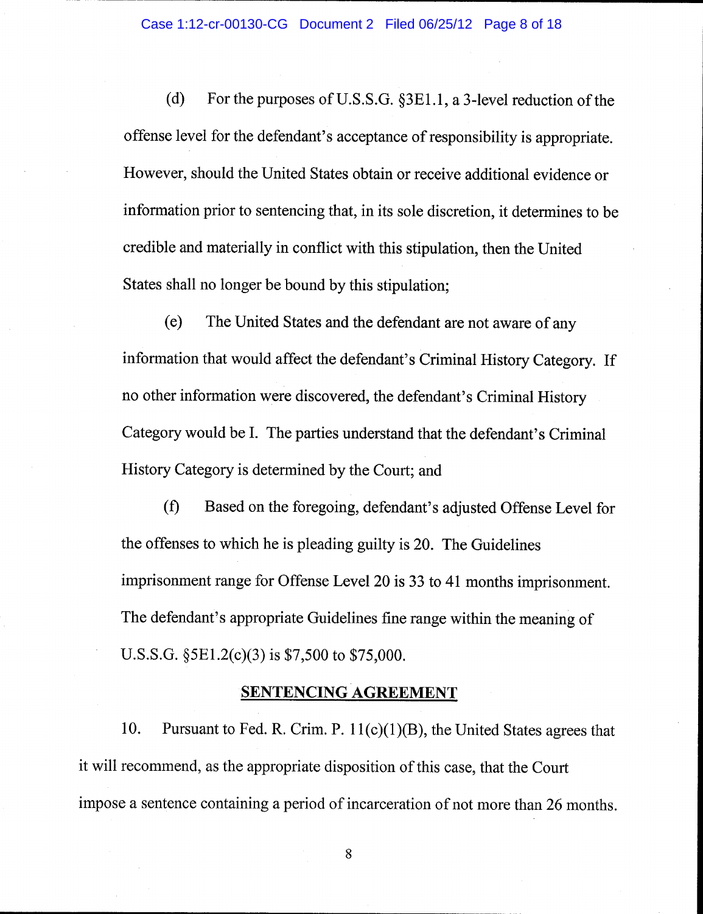(d) For the purposes of U.S.S.G. §3E1.1, a 3-level reduction of the offense level for the defendant's acceptance of responsibility is appropriate. However, should the United States obtain or receive additional evidence or information prior to sentencing that, in its sole discretion, it determines to be credible and materially in conflict with this stipulation, then the United States shall no longer be bound by this stipulation;

(e) The United States and the defendant are not aware of any information that would affect the defendant's Criminal History Category. If no other information were discovered, the defendant's Criminal History Category would be I. The parties understand that the defendant's Criminal History Category is determined by the Court; and

(f) Based on the foregoing, defendant's adjusted Offense Level for the offenses to which he is pleading guilty is 20. The Guidelines imprisonment range for Offense Level 20 is 33 to 41 months imprisonment. The defendant's appropriate Guidelines fine range within the meaning of U.S.S.G. §5E1.2(c)(3) is $7,500 to $75,000.

## SENTENCING AGREEMENT

10. Pursuant to Fed. R. Crim. P. 11(c)(1)(B), the United States agrees that it will recommend, as the appropriate disposition of this case, that the Court impose a sentence containing a period of incarceration of not more than 26 months.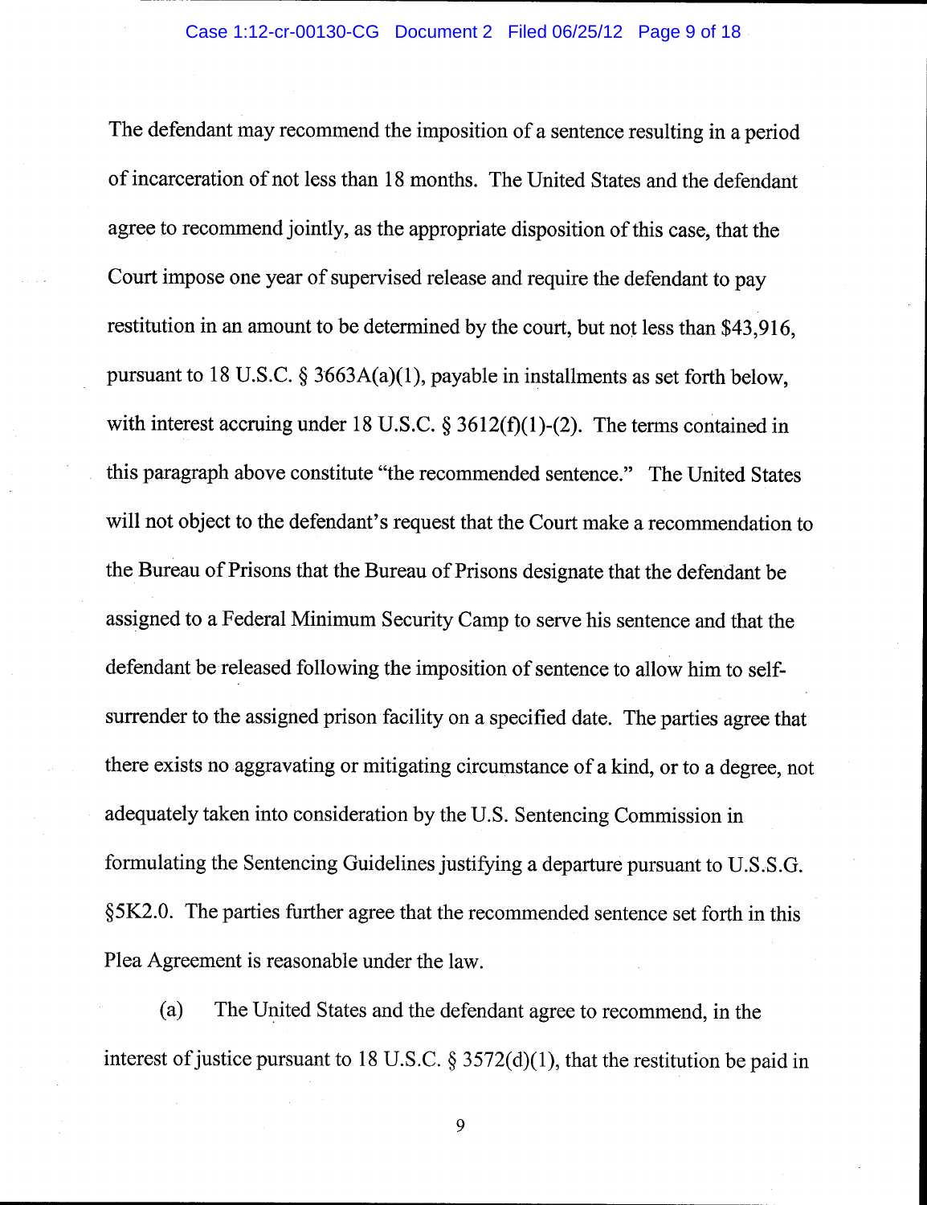The defendant may recommend the imposition of a sentence resulting in a period of incarceration of not less than 18 months. The United States and the defendant agree to recommend jointly, as the appropriate disposition of this case, that the Court impose one year of supervised release and require the defendant to pay restitution in an amount to be determined by the court, but not less than $43,916, pursuant to 18 U.S.C. § 3663A(a)(1), payable in installments as set forth below, with interest accruing under 18 U.S.C. § 3612(f)(1)-(2). The terms contained in this paragraph above constitute "the recommended sentence." The United States will not object to the defendant's request that the Court make a recommendation to the Bureau of Prisons that the Bureau of Prisons designate that the defendant be assigned to a Federal Minimum Security Camp to serve his sentence and that the defendant be released following the imposition of sentence to allow him to self-surrender to the assigned prison facility on a specified date. The parties agree that there exists no aggravating or mitigating circumstance of a kind, or to a degree, not adequately taken into consideration by the U.S. Sentencing Commission in formulating the Sentencing Guidelines justifying a departure pursuant to U.S.S.G. §5K2.0. The parties further agree that the recommended sentence set forth in this Plea Agreement is reasonable under the law.

(a) The United States and the defendant agree to recommend, in the interest of justice pursuant to 18 U.S.C. § 3572(d)(1), that the restitution be paid in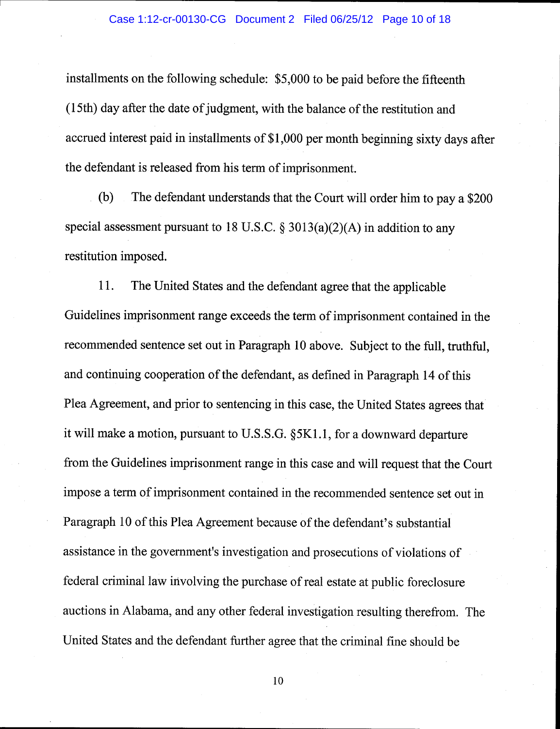installments on the following schedule: $5,000 to be paid before the fifteenth (15th) day after the date of judgment, with the balance of the restitution and accrued interest paid in installments of $1,000 per month beginning sixty days after the defendant is released from his term of imprisonment.

(b) The defendant understands that the Court will order him to pay a $200 special assessment pursuant to 18 U.S.C. § 3013(a)(2)(A) in addition to any restitution imposed.

11. The United States and the defendant agree that the applicable Guidelines imprisonment range exceeds the term of imprisonment contained in the recommended sentence set out in Paragraph 10 above. Subject to the full, truthful, and continuing cooperation of the defendant, as defined in Paragraph 14 of this Plea Agreement, and prior to sentencing in this case, the United States agrees that it will make a motion, pursuant to U.S.S.G. §5K1.1, for a downward departure from the Guidelines imprisonment range in this case and will request that the Court impose a term of imprisonment contained in the recommended sentence set out in Paragraph 10 of this Plea Agreement because of the defendant's substantial assistance in the government's investigation and prosecutions of violations of federal criminal law involving the purchase of real estate at public foreclosure auctions in Alabama, and any other federal investigation resulting therefrom. The United States and the defendant further agree that the criminal fine should be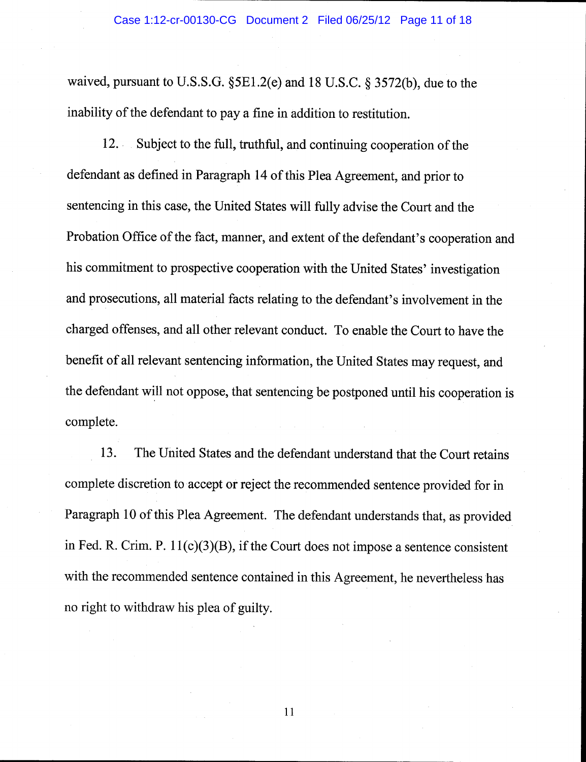waived, pursuant to U.S.S.G. §5E1.2(e) and 18 U.S.C. § 3572(b), due to the inability of the defendant to pay a fine in addition to restitution.

12. Subject to the full, truthful, and continuing cooperation of the defendant as defined in Paragraph 14 of this Plea Agreement, and prior to sentencing in this case, the United States will fully advise the Court and the Probation Office of the fact, manner, and extent of the defendant's cooperation and his commitment to prospective cooperation with the United States' investigation and prosecutions, all material facts relating to the defendant's involvement in the charged offenses, and all other relevant conduct. To enable the Court to have the benefit of all relevant sentencing information, the United States may request, and the defendant will not oppose, that sentencing be postponed until his cooperation is complete.

13. The United States and the defendant understand that the Court retains complete discretion to accept or reject the recommended sentence provided for in Paragraph 10 of this Plea Agreement. The defendant understands that, as provided in Fed. R. Crim. P. 11(c)(3)(B), if the Court does not impose a sentence consistent with the recommended sentence contained in this Agreement, he nevertheless has no right to withdraw his plea of guilty.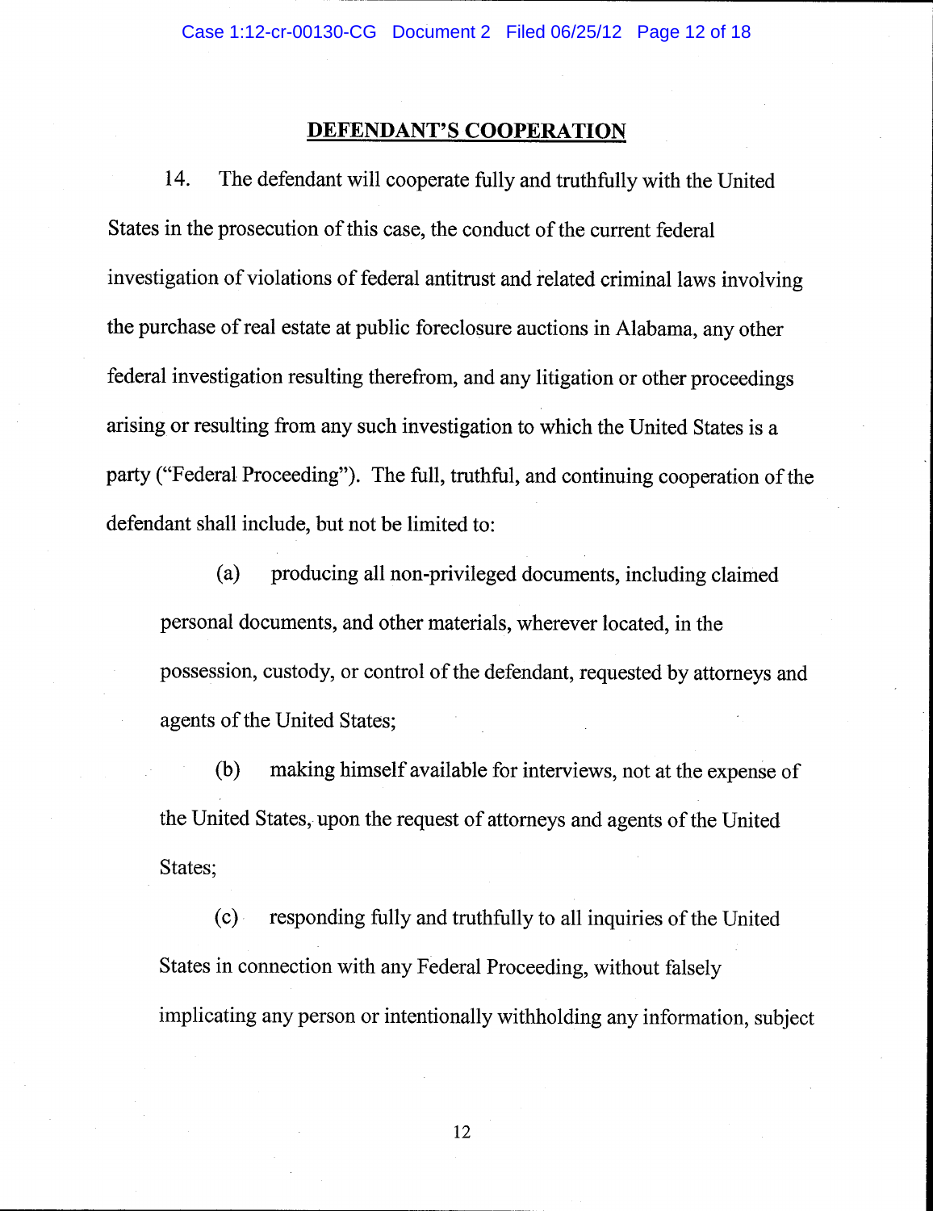## DEFENDANT'S COOPERATION

14. The defendant will cooperate fully and truthfully with the United States in the prosecution of this case, the conduct of the current federal investigation of violations of federal antitrust and related criminal laws involving the purchase of real estate at public foreclosure auctions in Alabama, any other federal investigation resulting therefrom, and any litigation or other proceedings arising or resulting from any such investigation to which the United States is a party ("Federal Proceeding"). The full, truthful, and continuing cooperation of the defendant shall include, but not be limited to:

(a) producing all non-privileged documents, including claimed personal documents, and other materials, wherever located, in the possession, custody, or control of the defendant, requested by attorneys and agents of the United States;

(b) making himself available for interviews, not at the expense of the United States, upon the request of attorneys and agents of the United States;

(c) responding fully and truthfully to all inquiries of the United States in connection with any Federal Proceeding, without falsely implicating any person or intentionally withholding any information, subject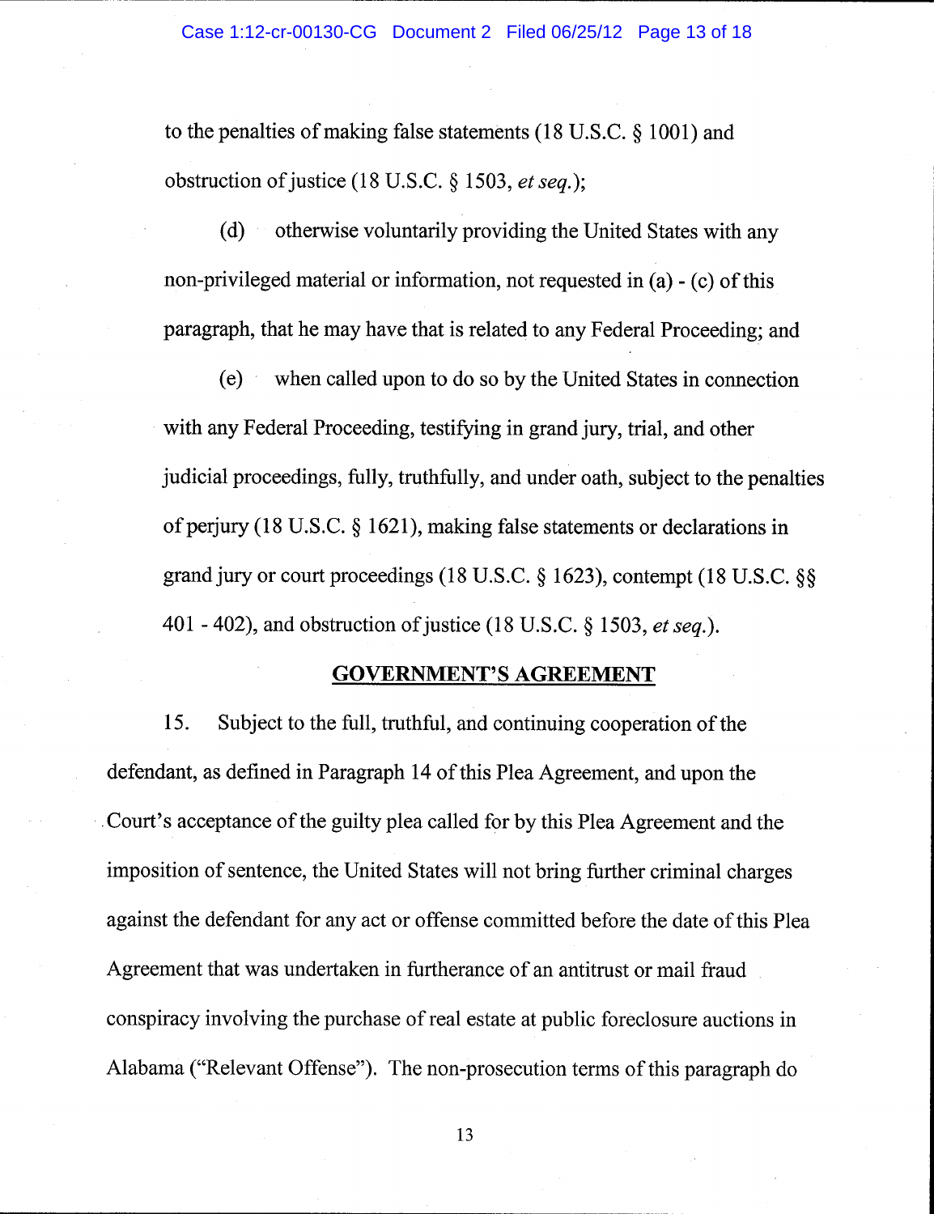to the penalties of making false statements (18 U.S.C. § 1001) and obstruction of justice (18 U.S.C. § 1503, *et seq.*);

(d) otherwise voluntarily providing the United States with any non-privileged material or information, not requested in (a) - (c) of this paragraph, that he may have that is related to any Federal Proceeding; and

(e) when called upon to do so by the United States in connection with any Federal Proceeding, testifying in grand jury, trial, and other judicial proceedings, fully, truthfully, and under oath, subject to the penalties of perjury (18 U.S.C. § 1621), making false statements or declarations in grand jury or court proceedings (18 U.S.C. § 1623), contempt (18 U.S.C. §§ 401 - 402), and obstruction of justice (18 U.S.C. § 1503, *et seq.*).

## GOVERNMENT'S AGREEMENT

15. Subject to the full, truthful, and continuing cooperation of the defendant, as defined in Paragraph 14 of this Plea Agreement, and upon the Court's acceptance of the guilty plea called for by this Plea Agreement and the imposition of sentence, the United States will not bring further criminal charges against the defendant for any act or offense committed before the date of this Plea Agreement that was undertaken in furtherance of an antitrust or mail fraud conspiracy involving the purchase of real estate at public foreclosure auctions in Alabama ("Relevant Offense"). The non-prosecution terms of this paragraph do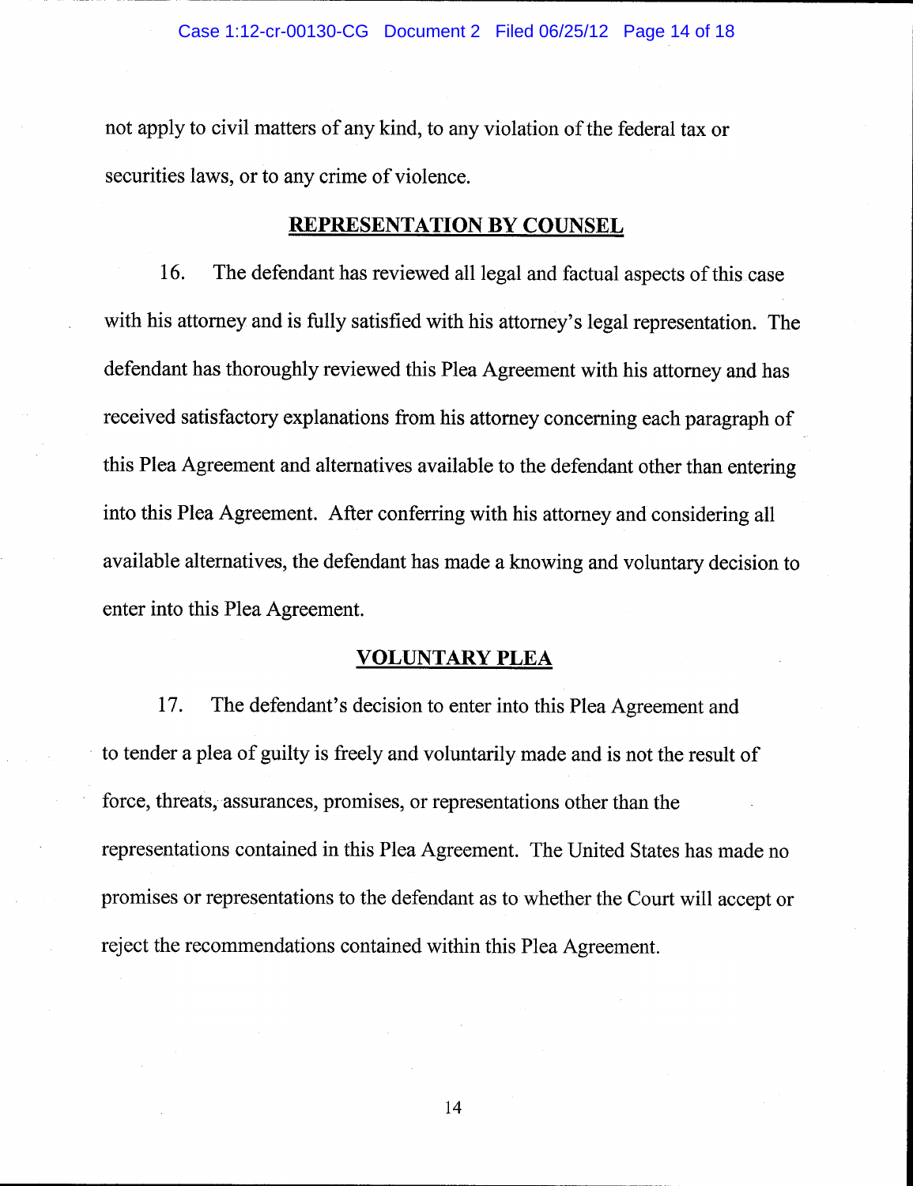not apply to civil matters of any kind, to any violation of the federal tax or securities laws, or to any crime of violence.

## REPRESENTATION BY COUNSEL

16. The defendant has reviewed all legal and factual aspects of this case with his attorney and is fully satisfied with his attorney's legal representation. The defendant has thoroughly reviewed this Plea Agreement with his attorney and has received satisfactory explanations from his attorney concerning each paragraph of this Plea Agreement and alternatives available to the defendant other than entering into this Plea Agreement. After conferring with his attorney and considering all available alternatives, the defendant has made a knowing and voluntary decision to enter into this Plea Agreement.

## VOLUNTARY PLEA

17. The defendant's decision to enter into this Plea Agreement and to tender a plea of guilty is freely and voluntarily made and is not the result of force, threats, assurances, promises, or representations other than the representations contained in this Plea Agreement. The United States has made no promises or representations to the defendant as to whether the Court will accept or reject the recommendations contained within this Plea Agreement.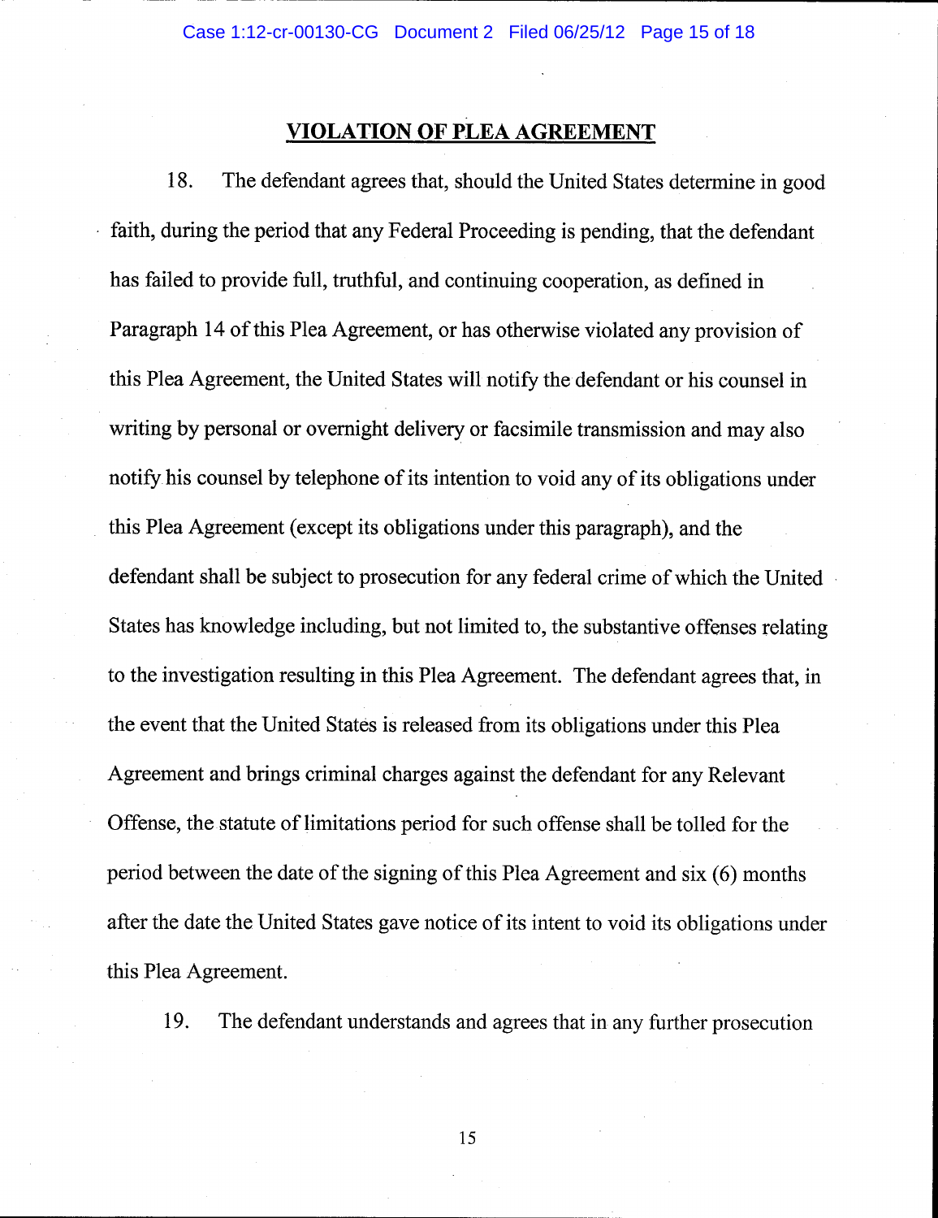## VIOLATION OF PLEA AGREEMENT

18. The defendant agrees that, should the United States determine in good faith, during the period that any Federal Proceeding is pending, that the defendant has failed to provide full, truthful, and continuing cooperation, as defined in Paragraph 14 of this Plea Agreement, or has otherwise violated any provision of this Plea Agreement, the United States will notify the defendant or his counsel in writing by personal or overnight delivery or facsimile transmission and may also notify his counsel by telephone of its intention to void any of its obligations under this Plea Agreement (except its obligations under this paragraph), and the defendant shall be subject to prosecution for any federal crime of which the United States has knowledge including, but not limited to, the substantive offenses relating to the investigation resulting in this Plea Agreement. The defendant agrees that, in the event that the United States is released from its obligations under this Plea Agreement and brings criminal charges against the defendant for any Relevant Offense, the statute of limitations period for such offense shall be tolled for the period between the date of the signing of this Plea Agreement and six (6) months after the date the United States gave notice of its intent to void its obligations under this Plea Agreement.

19. The defendant understands and agrees that in any further prosecution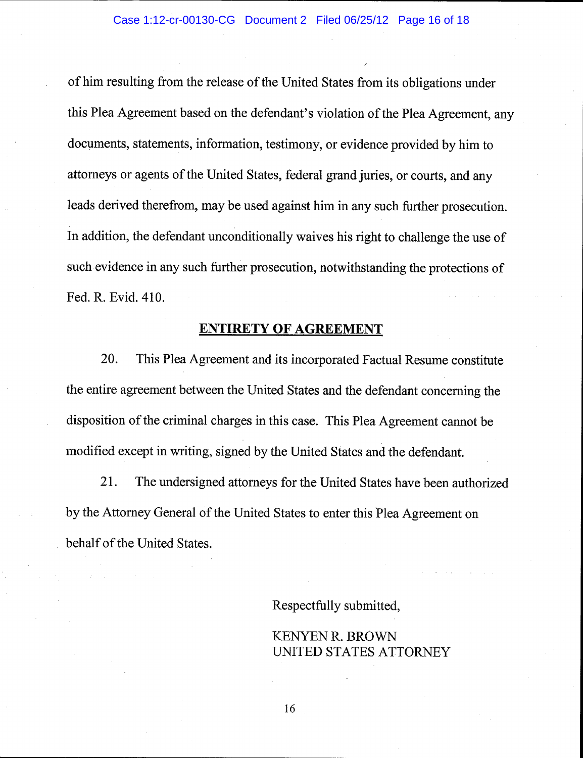of him resulting from the release of the United States from its obligations under this Plea Agreement based on the defendant's violation of the Plea Agreement, any documents, statements, information, testimony, or evidence provided by him to attorneys or agents of the United States, federal grand juries, or courts, and any leads derived therefrom, may be used against him in any such further prosecution. In addition, the defendant unconditionally waives his right to challenge the use of such evidence in any such further prosecution, notwithstanding the protections of Fed. R. Evid. 410.

## ENTIRETY OF AGREEMENT

20. This Plea Agreement and its incorporated Factual Resume constitute the entire agreement between the United States and the defendant concerning the disposition of the criminal charges in this case. This Plea Agreement cannot be modified except in writing, signed by the United States and the defendant.

21. The undersigned attorneys for the United States have been authorized by the Attorney General of the United States to enter this Plea Agreement on behalf of the United States.

Respectfully submitted,

KENYEN R. BROWN
UNITED STATES ATTORNEY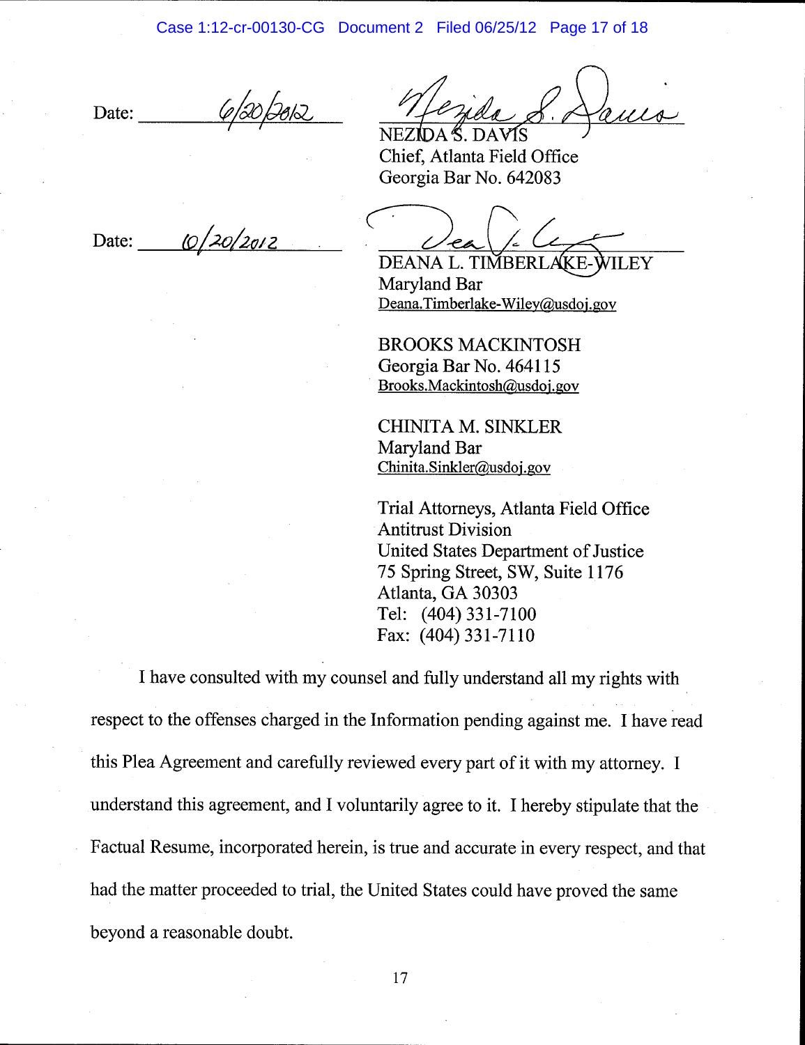Date: 6/20/2012

NEZIDA S. DAVIS
Chief, Atlanta Field Office
Georgia Bar No. 642083

Date: 6/20/2012

DEANA L. TIMBERLAKE-WILEY
Maryland Bar
Deana.Timberlake-Wiley@usdoj.gov

BROOKS MACKINTOSH
Georgia Bar No. 464115
Brooks.Mackintosh@usdoj.gov

CHINITA M. SINKLER
Maryland Bar
Chinita.Sinkler@usdoj.gov

Trial Attorneys, Atlanta Field Office
Antitrust Division
United States Department of Justice
75 Spring Street, SW, Suite 1176
Atlanta, GA 30303
Tel: (404) 331-7100
Fax: (404) 331-7110

I have consulted with my counsel and fully understand all my rights with respect to the offenses charged in the Information pending against me. I have read this Plea Agreement and carefully reviewed every part of it with my attorney. I understand this agreement, and I voluntarily agree to it. I hereby stipulate that the Factual Resume, incorporated herein, is true and accurate in every respect, and that had the matter proceeded to trial, the United States could have proved the same beyond a reasonable doubt.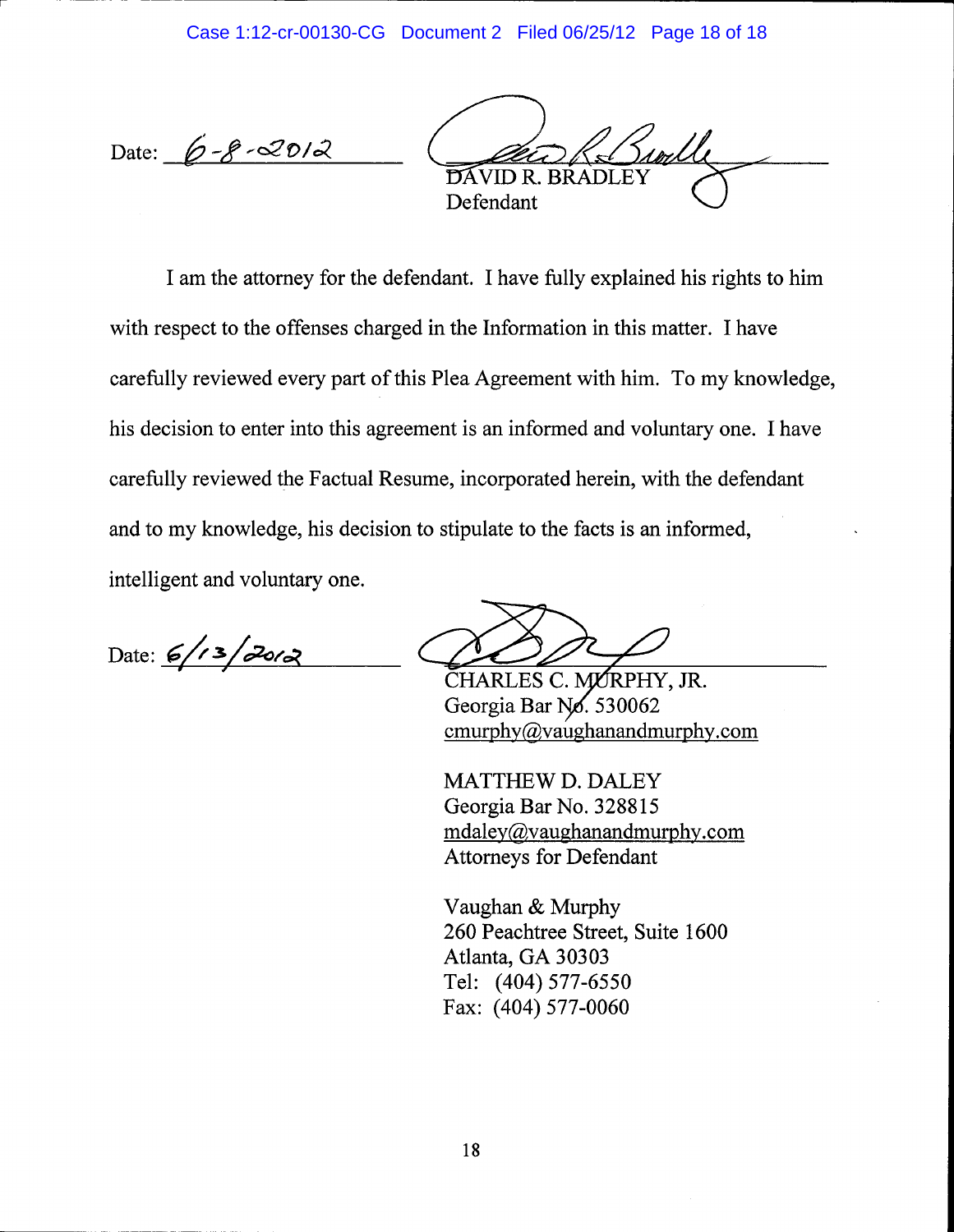Date: 6-8-2012

DAVID R. BRADLEY
Defendant

I am the attorney for the defendant. I have fully explained his rights to him with respect to the offenses charged in the Information in this matter. I have carefully reviewed every part of this Plea Agreement with him. To my knowledge, his decision to enter into this agreement is an informed and voluntary one. I have carefully reviewed the Factual Resume, incorporated herein, with the defendant and to my knowledge, his decision to stipulate to the facts is an informed, intelligent and voluntary one.

Date: 6/13/2012

CHARLES C. MURPHY, JR.
Georgia Bar No. 530062
cmurphy@vaughanandmurphy.com

MATTHEW D. DALEY
Georgia Bar No. 328815
mdaley@vaughanandmurphy.com
Attorneys for Defendant

Vaughan & Murphy
260 Peachtree Street, Suite 1600
Atlanta, GA 30303
Tel: (404) 577-6550
Fax: (404) 577-0060